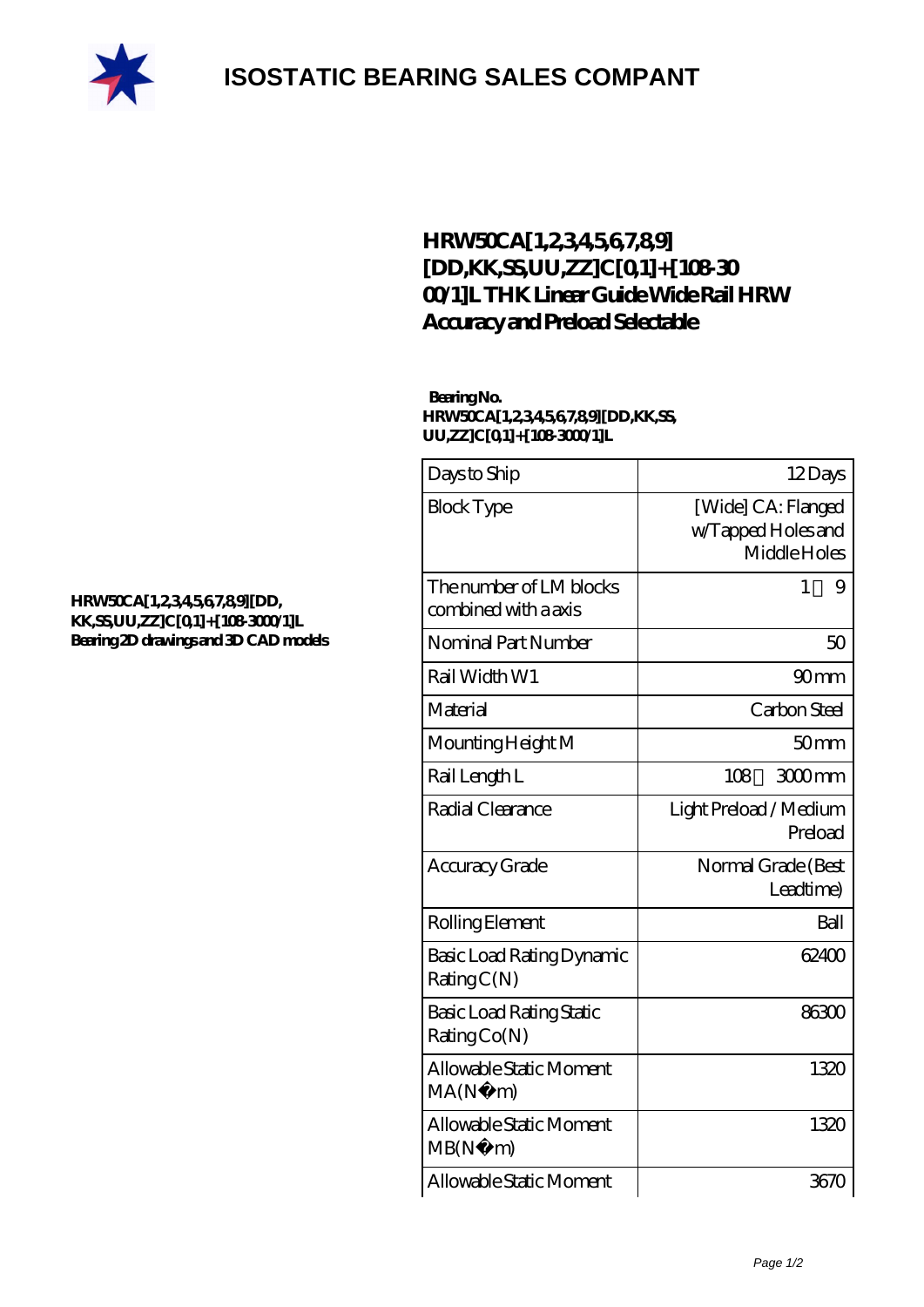# ISOSTATIC BEARING SALES COMPANT

## HRW50CA[1,2,3,4,5,6,7,8,9][DD,KK,SS,UU,ZZ]C[0,1]+[108-3000/1]L THK Linear Guide Wide Rail HRW Accuracy and Preload Selectable

**HRW50CA[1,2,3,4,5,6,7,8,9][DD, KK,SS,UU,ZZ]C[0,1]+[108-3000/1]L Bearing 2D drawings and 3D CAD models**

**Bearing No. HRW50CA[1,2,3,4,5,6,7,8,9][DD,KK,SS, UU,ZZ]C[0,1]+[108-3000/1]L**

| | |
|---|---|
| Days to Ship | 12 Days |
| Block Type | [Wide] CA: Flanged w/Tapped Holes and Middle Holes |
| The number of LM blocks combined with a axis | 1～9 |
| Nominal Part Number | 50 |
| Rail Width W1 | 90 mm |
| Material | Carbon Steel |
| Mounting Height M | 50 mm |
| Rail Length L | 108～3000 mm |
| Radial Clearance | Light Preload / Medium Preload |
| Accuracy Grade | Normal Grade (Best Leadtime) |
| Rolling Element | Ball |
| Basic Load Rating Dynamic Rating C(N) | 62400 |
| Basic Load Rating Static Rating Co(N) | 86300 |
| Allowable Static Moment MA(N・m) | 1320 |
| Allowable Static Moment MB(N・m) | 1320 |
| Allowable Static Moment | 3670 |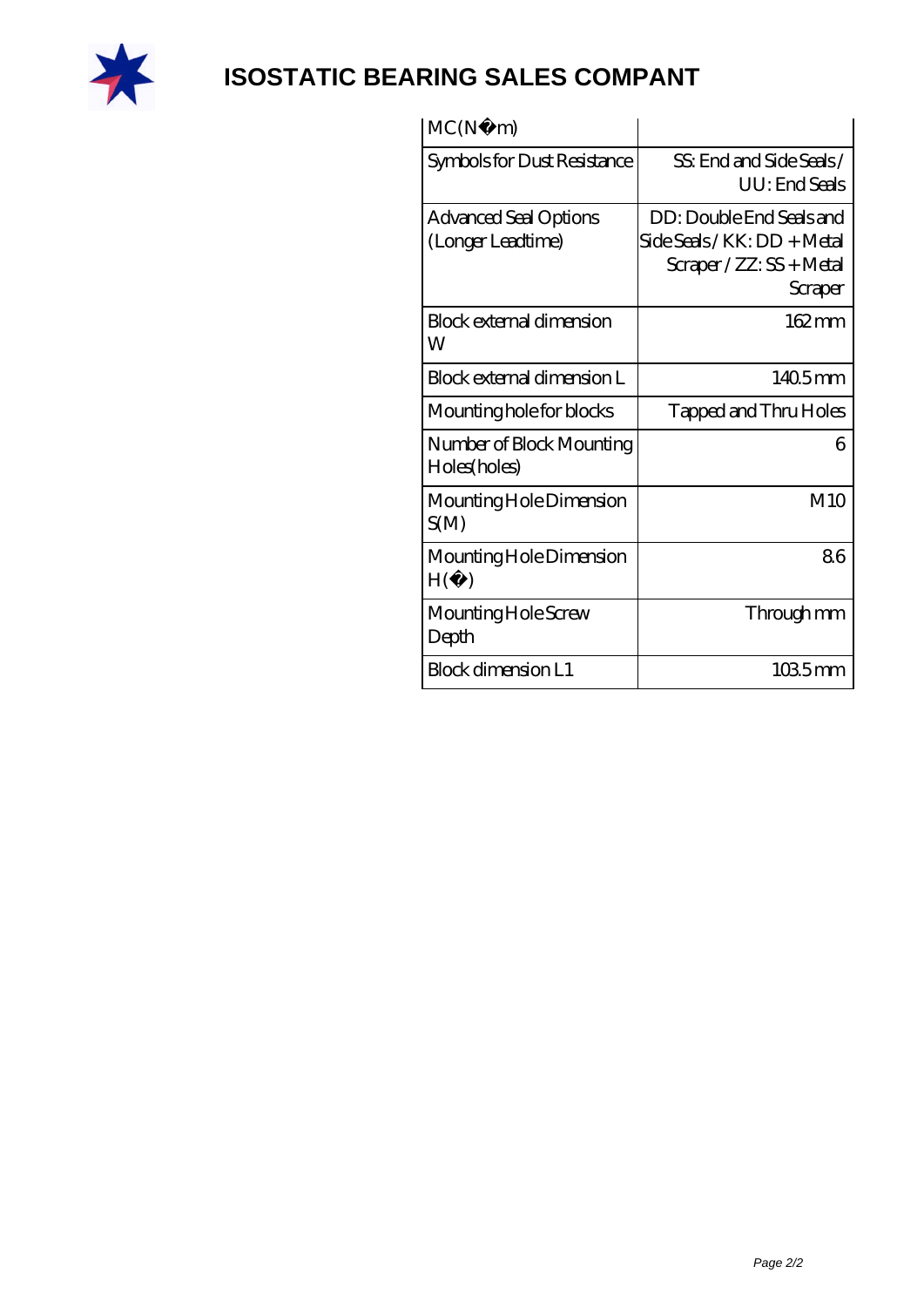| | |
|---|---|
| MC(N�m) | |
| Symbols for Dust Resistance | SS: End and Side Seals / UU: End Seals |
| Advanced Seal Options (Longer Leadtime) | DD: Double End Seals and Side Seals / KK: DD + Metal Scraper / ZZ: SS + Metal Scraper |
| Block external dimension W | 162 mm |
| Block external dimension L | 140.5 mm |
| Mounting hole for blocks | Tapped and Thru Holes |
| Number of Block Mounting Holes(holes) | 6 |
| Mounting Hole Dimension S(M) | M10 |
| Mounting Hole Dimension H(�) | 8.6 |
| Mounting Hole Screw Depth | Through mm |
| Block dimension L1 | 103.5 mm |